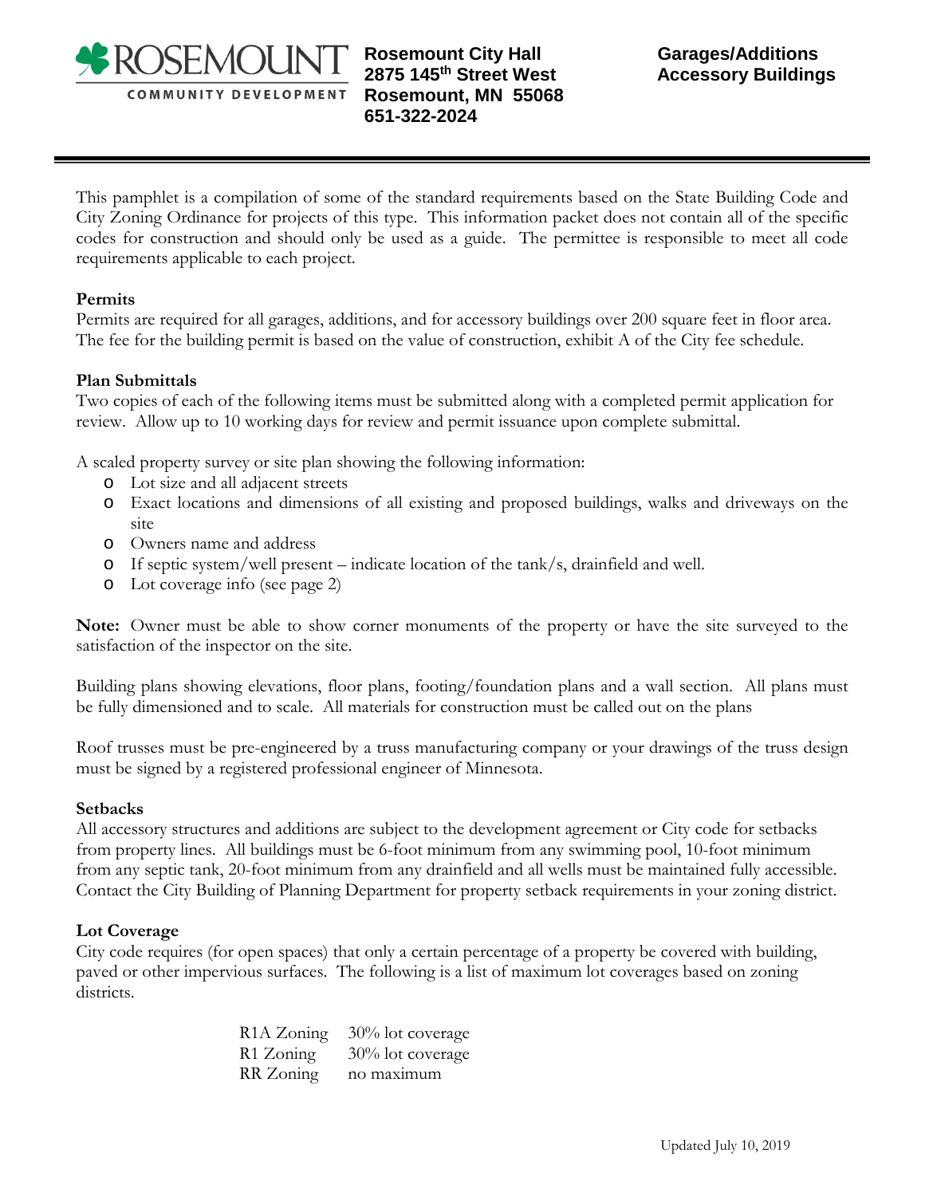ROSEMOUNT
COMMUNITY DEVELOPMENT

**Rosemount City Hall**
**2875 145th Street West**
**Rosemount, MN 55068**
**651-322-2024**

**Garages/Additions**
**Accessory Buildings**

---

This pamphlet is a compilation of some of the standard requirements based on the State Building Code and City Zoning Ordinance for projects of this type. This information packet does not contain all of the specific codes for construction and should only be used as a guide. The permittee is responsible to meet all code requirements applicable to each project.

**Permits**

Permits are required for all garages, additions, and for accessory buildings over 200 square feet in floor area. The fee for the building permit is based on the value of construction, exhibit A of the City fee schedule.

**Plan Submittals**

Two copies of each of the following items must be submitted along with a completed permit application for review. Allow up to 10 working days for review and permit issuance upon complete submittal.

A scaled property survey or site plan showing the following information:

- Lot size and all adjacent streets
- Exact locations and dimensions of all existing and proposed buildings, walks and driveways on the site
- Owners name and address
- If septic system/well present – indicate location of the tank/s, drainfield and well.
- Lot coverage info (see page 2)

**Note:** Owner must be able to show corner monuments of the property or have the site surveyed to the satisfaction of the inspector on the site.

Building plans showing elevations, floor plans, footing/foundation plans and a wall section. All plans must be fully dimensioned and to scale. All materials for construction must be called out on the plans

Roof trusses must be pre-engineered by a truss manufacturing company or your drawings of the truss design must be signed by a registered professional engineer of Minnesota.

**Setbacks**

All accessory structures and additions are subject to the development agreement or City code for setbacks from property lines. All buildings must be 6-foot minimum from any swimming pool, 10-foot minimum from any septic tank, 20-foot minimum from any drainfield and all wells must be maintained fully accessible. Contact the City Building of Planning Department for property setback requirements in your zoning district.

**Lot Coverage**

City code requires (for open spaces) that only a certain percentage of a property be covered with building, paved or other impervious surfaces. The following is a list of maximum lot coverages based on zoning districts.

| | |
|---|---|
| R1A Zoning | 30% lot coverage |
| R1 Zoning | 30% lot coverage |
| RR Zoning | no maximum |

Updated July 10, 2019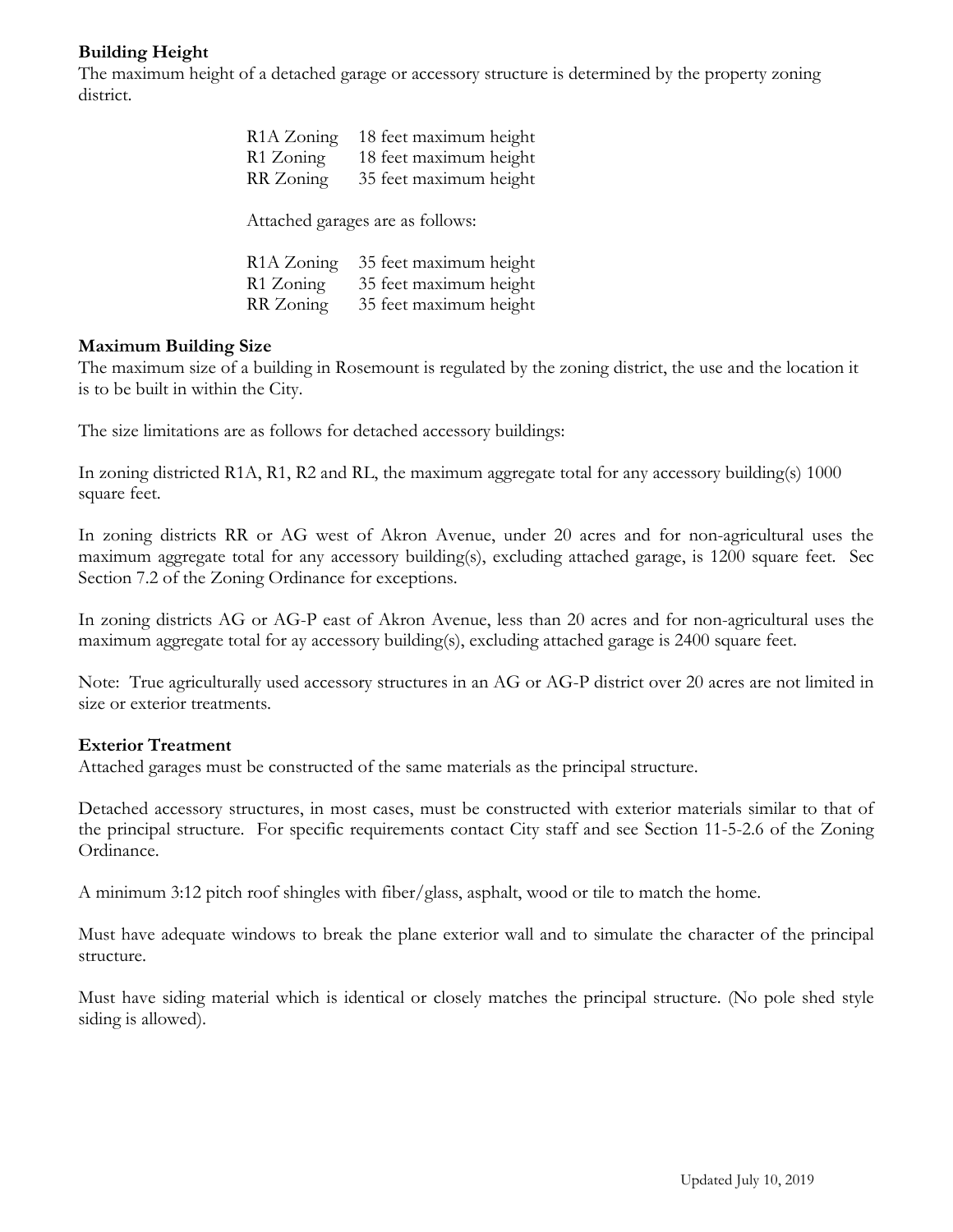**Building Height**

The maximum height of a detached garage or accessory structure is determined by the property zoning district.

| | |
|---|---|
| R1A Zoning | 18 feet maximum height |
| R1 Zoning | 18 feet maximum height |
| RR Zoning | 35 feet maximum height |

Attached garages are as follows:

| | |
|---|---|
| R1A Zoning | 35 feet maximum height |
| R1 Zoning | 35 feet maximum height |
| RR Zoning | 35 feet maximum height |

**Maximum Building Size**

The maximum size of a building in Rosemount is regulated by the zoning district, the use and the location it is to be built in within the City.

The size limitations are as follows for detached accessory buildings:

In zoning districted R1A, R1, R2 and RL, the maximum aggregate total for any accessory building(s) 1000 square feet.

In zoning districts RR or AG west of Akron Avenue, under 20 acres and for non-agricultural uses the maximum aggregate total for any accessory building(s), excluding attached garage, is 1200 square feet. Sec Section 7.2 of the Zoning Ordinance for exceptions.

In zoning districts AG or AG-P east of Akron Avenue, less than 20 acres and for non-agricultural uses the maximum aggregate total for ay accessory building(s), excluding attached garage is 2400 square feet.

Note: True agriculturally used accessory structures in an AG or AG-P district over 20 acres are not limited in size or exterior treatments.

**Exterior Treatment**

Attached garages must be constructed of the same materials as the principal structure.

Detached accessory structures, in most cases, must be constructed with exterior materials similar to that of the principal structure. For specific requirements contact City staff and see Section 11-5-2.6 of the Zoning Ordinance.

A minimum 3:12 pitch roof shingles with fiber/glass, asphalt, wood or tile to match the home.

Must have adequate windows to break the plane exterior wall and to simulate the character of the principal structure.

Must have siding material which is identical or closely matches the principal structure. (No pole shed style siding is allowed).

Updated July 10, 2019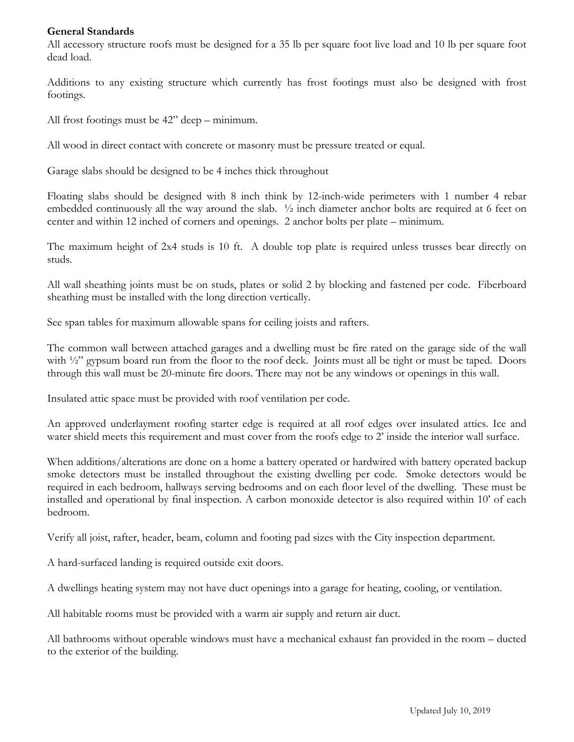**General Standards**

All accessory structure roofs must be designed for a 35 lb per square foot live load and 10 lb per square foot dead load.

Additions to any existing structure which currently has frost footings must also be designed with frost footings.

All frost footings must be 42" deep – minimum.

All wood in direct contact with concrete or masonry must be pressure treated or equal.

Garage slabs should be designed to be 4 inches thick throughout

Floating slabs should be designed with 8 inch think by 12-inch-wide perimeters with 1 number 4 rebar embedded continuously all the way around the slab. ½ inch diameter anchor bolts are required at 6 feet on center and within 12 inched of corners and openings. 2 anchor bolts per plate – minimum.

The maximum height of 2x4 studs is 10 ft. A double top plate is required unless trusses bear directly on studs.

All wall sheathing joints must be on studs, plates or solid 2 by blocking and fastened per code. Fiberboard sheathing must be installed with the long direction vertically.

See span tables for maximum allowable spans for ceiling joists and rafters.

The common wall between attached garages and a dwelling must be fire rated on the garage side of the wall with ½" gypsum board run from the floor to the roof deck. Joints must all be tight or must be taped. Doors through this wall must be 20-minute fire doors. There may not be any windows or openings in this wall.

Insulated attic space must be provided with roof ventilation per code.

An approved underlayment roofing starter edge is required at all roof edges over insulated attics. Ice and water shield meets this requirement and must cover from the roofs edge to 2' inside the interior wall surface.

When additions/alterations are done on a home a battery operated or hardwired with battery operated backup smoke detectors must be installed throughout the existing dwelling per code. Smoke detectors would be required in each bedroom, hallways serving bedrooms and on each floor level of the dwelling. These must be installed and operational by final inspection. A carbon monoxide detector is also required within 10' of each bedroom.

Verify all joist, rafter, header, beam, column and footing pad sizes with the City inspection department.

A hard-surfaced landing is required outside exit doors.

A dwellings heating system may not have duct openings into a garage for heating, cooling, or ventilation.

All habitable rooms must be provided with a warm air supply and return air duct.

All bathrooms without operable windows must have a mechanical exhaust fan provided in the room – ducted to the exterior of the building.

Updated July 10, 2019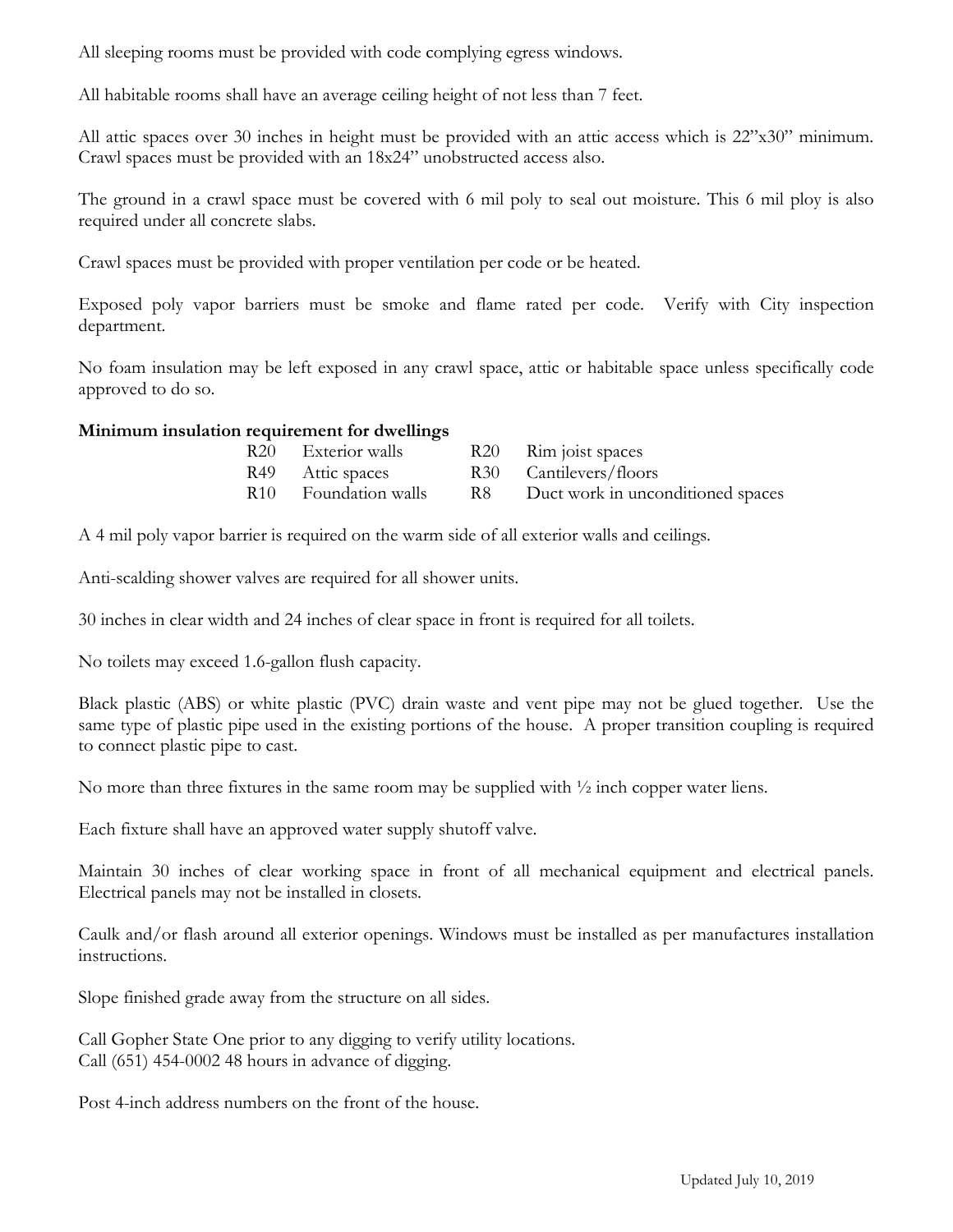All sleeping rooms must be provided with code complying egress windows.

All habitable rooms shall have an average ceiling height of not less than 7 feet.

All attic spaces over 30 inches in height must be provided with an attic access which is 22"x30" minimum. Crawl spaces must be provided with an 18x24" unobstructed access also.

The ground in a crawl space must be covered with 6 mil poly to seal out moisture. This 6 mil ploy is also required under all concrete slabs.

Crawl spaces must be provided with proper ventilation per code or be heated.

Exposed poly vapor barriers must be smoke and flame rated per code. Verify with City inspection department.

No foam insulation may be left exposed in any crawl space, attic or habitable space unless specifically code approved to do so.

**Minimum insulation requirement for dwellings**

| | | | |
|---|---|---|---|
| R20 | Exterior walls | R20 | Rim joist spaces |
| R49 | Attic spaces | R30 | Cantilevers/floors |
| R10 | Foundation walls | R8 | Duct work in unconditioned spaces |

A 4 mil poly vapor barrier is required on the warm side of all exterior walls and ceilings.

Anti-scalding shower valves are required for all shower units.

30 inches in clear width and 24 inches of clear space in front is required for all toilets.

No toilets may exceed 1.6-gallon flush capacity.

Black plastic (ABS) or white plastic (PVC) drain waste and vent pipe may not be glued together. Use the same type of plastic pipe used in the existing portions of the house. A proper transition coupling is required to connect plastic pipe to cast.

No more than three fixtures in the same room may be supplied with ½ inch copper water liens.

Each fixture shall have an approved water supply shutoff valve.

Maintain 30 inches of clear working space in front of all mechanical equipment and electrical panels. Electrical panels may not be installed in closets.

Caulk and/or flash around all exterior openings. Windows must be installed as per manufactures installation instructions.

Slope finished grade away from the structure on all sides.

Call Gopher State One prior to any digging to verify utility locations.
Call (651) 454-0002 48 hours in advance of digging.

Post 4-inch address numbers on the front of the house.

Updated July 10, 2019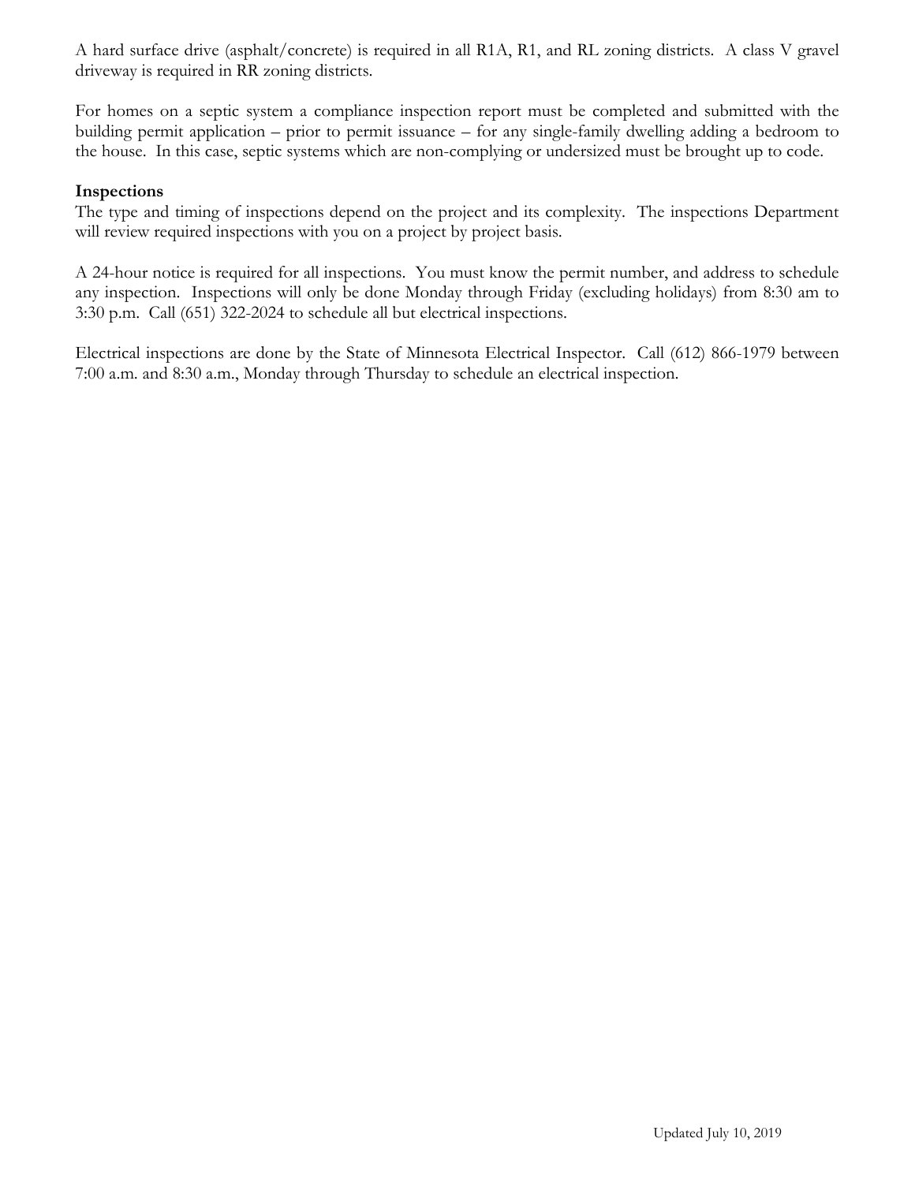A hard surface drive (asphalt/concrete) is required in all R1A, R1, and RL zoning districts. A class V gravel driveway is required in RR zoning districts.

For homes on a septic system a compliance inspection report must be completed and submitted with the building permit application – prior to permit issuance – for any single-family dwelling adding a bedroom to the house. In this case, septic systems which are non-complying or undersized must be brought up to code.

**Inspections**

The type and timing of inspections depend on the project and its complexity. The inspections Department will review required inspections with you on a project by project basis.

A 24-hour notice is required for all inspections. You must know the permit number, and address to schedule any inspection. Inspections will only be done Monday through Friday (excluding holidays) from 8:30 am to 3:30 p.m. Call (651) 322-2024 to schedule all but electrical inspections.

Electrical inspections are done by the State of Minnesota Electrical Inspector. Call (612) 866-1979 between 7:00 a.m. and 8:30 a.m., Monday through Thursday to schedule an electrical inspection.

Updated July 10, 2019